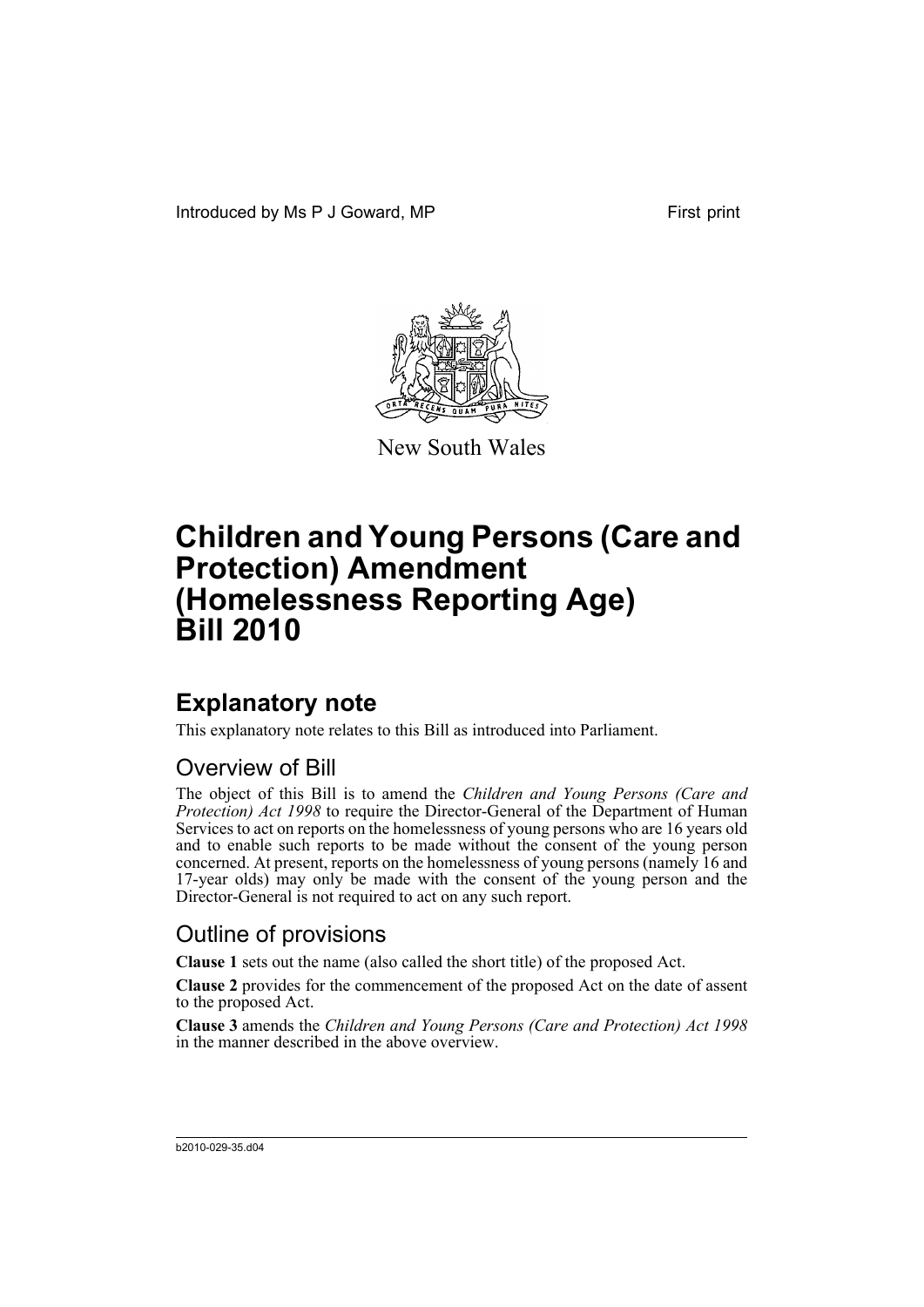Introduced by Ms P J Goward, MP First print

New South Wales

# Children and Young Persons (Care and Protection) Amendment (Homelessness Reporting Age) Bill 2010

## Explanatory note

This explanatory note relates to this Bill as introduced into Parliament.

### Overview of Bill

The object of this Bill is to amend the *Children and Young Persons (Care and Protection) Act 1998* to require the Director-General of the Department of Human Services to act on reports on the homelessness of young persons who are 16 years old and to enable such reports to be made without the consent of the young person concerned. At present, reports on the homelessness of young persons (namely 16 and 17-year olds) may only be made with the consent of the young person and the Director-General is not required to act on any such report.

### Outline of provisions

**Clause 1** sets out the name (also called the short title) of the proposed Act.

**Clause 2** provides for the commencement of the proposed Act on the date of assent to the proposed Act.

**Clause 3** amends the *Children and Young Persons (Care and Protection) Act 1998* in the manner described in the above overview.

b2010-029-35.d04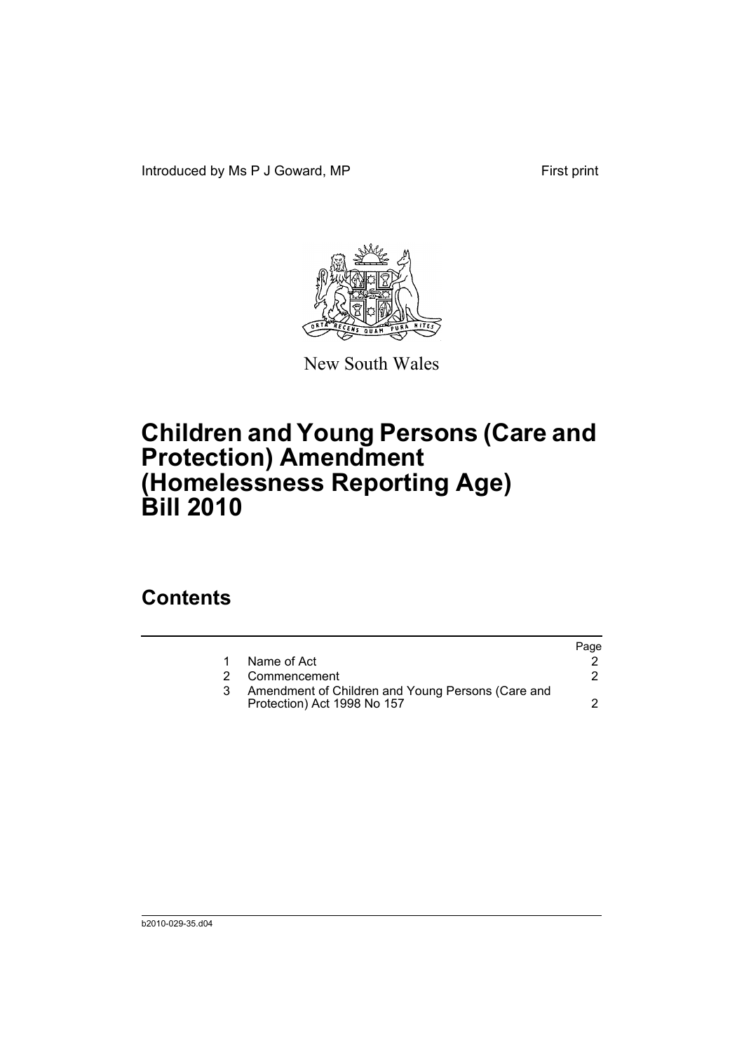Introduced by Ms P J Goward, MP First print

New South Wales

# Children and Young Persons (Care and Protection) Amendment (Homelessness Reporting Age) Bill 2010

## Contents

| | | Page |
|---|---|---|
| 1 | Name of Act | 2 |
| 2 | Commencement | 2 |
| 3 | Amendment of Children and Young Persons (Care and Protection) Act 1998 No 157 | 2 |

b2010-029-35.d04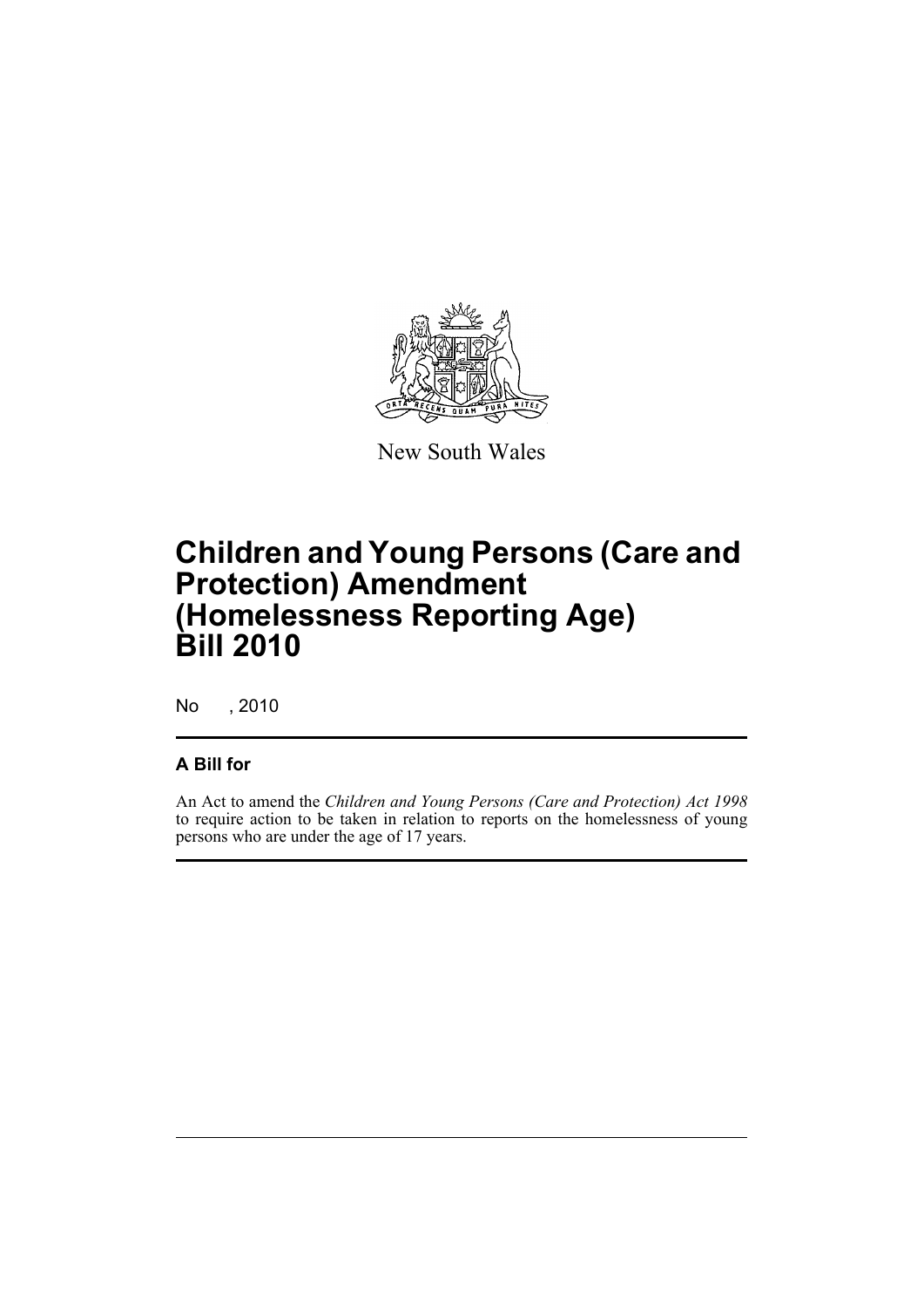New South Wales

# Children and Young Persons (Care and Protection) Amendment (Homelessness Reporting Age) Bill 2010

No , 2010

## A Bill for

An Act to amend the *Children and Young Persons (Care and Protection) Act 1998* to require action to be taken in relation to reports on the homelessness of young persons who are under the age of 17 years.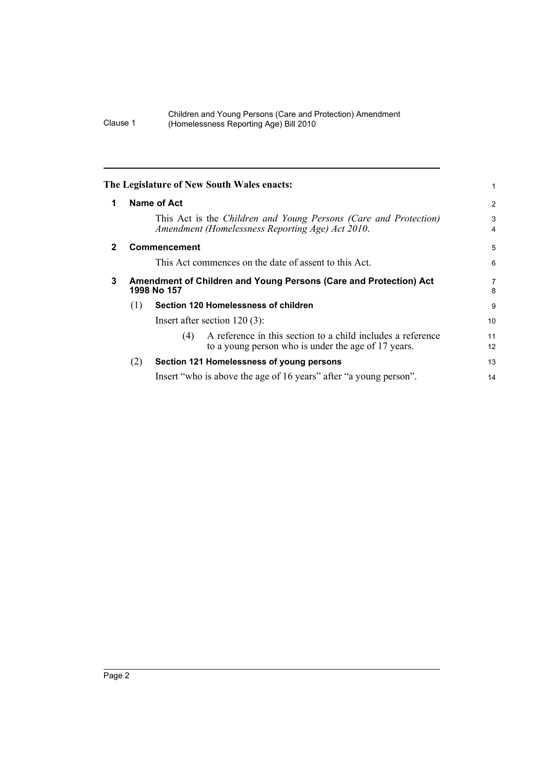**The Legislature of New South Wales enacts:**

## 1 Name of Act

This Act is the *Children and Young Persons (Care and Protection) Amendment (Homelessness Reporting Age) Act 2010*.

## 2 Commencement

This Act commences on the date of assent to this Act.

## 3 Amendment of Children and Young Persons (Care and Protection) Act 1998 No 157

(1) **Section 120 Homelessness of children**

Insert after section 120 (3):

> (4) A reference in this section to a child includes a reference to a young person who is under the age of 17 years.

(2) **Section 121 Homelessness of young persons**

Insert "who is above the age of 16 years" after "a young person".